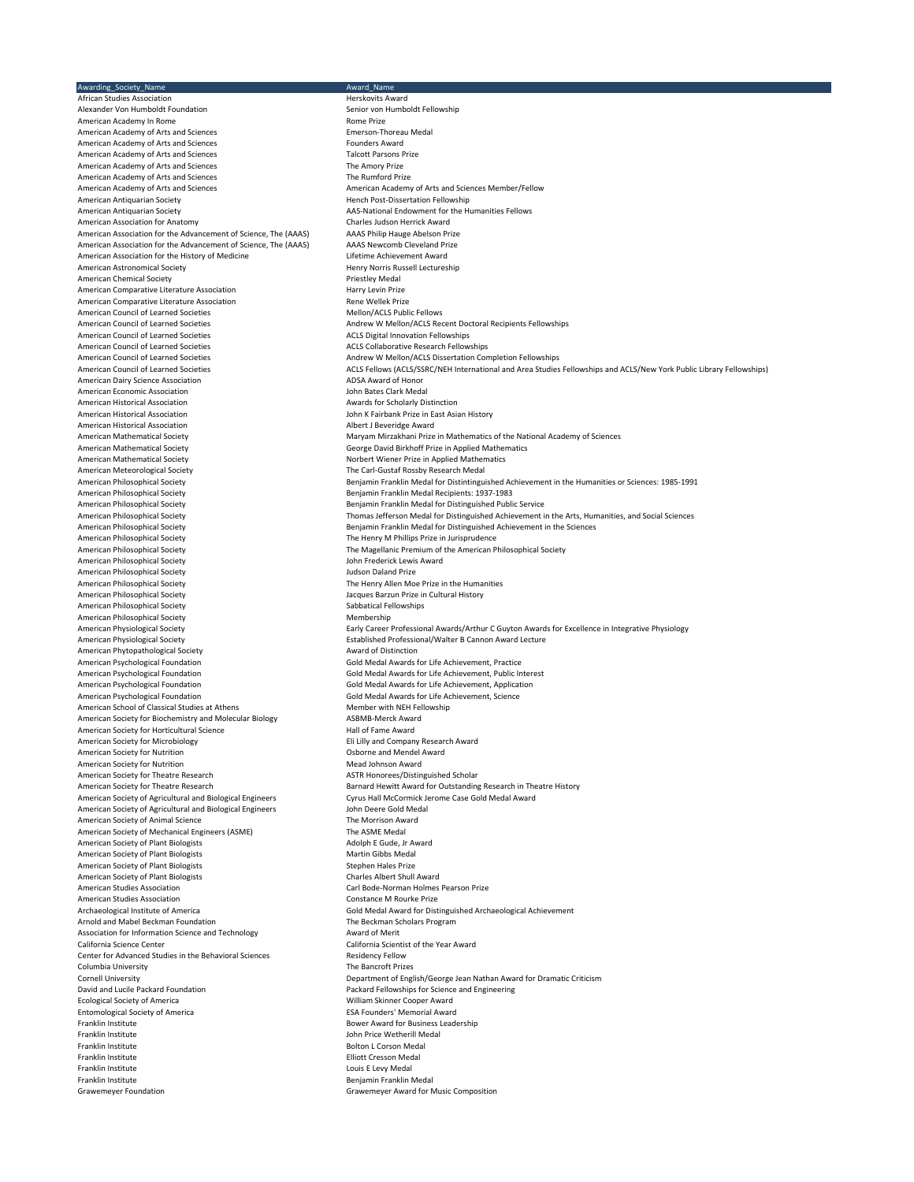| Awarding_Society_Name | Award_Name |
|---|---|
| African Studies Association | Herskovits Award |
| Alexander Von Humboldt Foundation | Senior von Humboldt Fellowship |
| American Academy In Rome | Rome Prize |
| American Academy of Arts and Sciences | Emerson-Thoreau Medal |
| American Academy of Arts and Sciences | Founders Award |
| American Academy of Arts and Sciences | Talcott Parsons Prize |
| American Academy of Arts and Sciences | The Amory Prize |
| American Academy of Arts and Sciences | The Rumford Prize |
| American Academy of Arts and Sciences | American Academy of Arts and Sciences Member/Fellow |
| American Antiquarian Society | Hench Post-Dissertation Fellowship |
| American Antiquarian Society | AAS-National Endowment for the Humanities Fellows |
| American Association for Anatomy | Charles Judson Herrick Award |
| American Association for the Advancement of Science, The (AAAS) | AAAS Philip Hauge Abelson Prize |
| American Association for the Advancement of Science, The (AAAS) | AAAS Newcomb Cleveland Prize |
| American Association for the History of Medicine | Lifetime Achievement Award |
| American Astronomical Society | Henry Norris Russell Lectureship |
| American Chemical Society | Priestley Medal |
| American Comparative Literature Association | Harry Levin Prize |
| American Comparative Literature Association | Rene Wellek Prize |
| American Council of Learned Societies | Mellon/ACLS Public Fellows |
| American Council of Learned Societies | Andrew W Mellon/ACLS Recent Doctoral Recipients Fellowships |
| American Council of Learned Societies | ACLS Digital Innovation Fellowships |
| American Council of Learned Societies | ACLS Collaborative Research Fellowships |
| American Council of Learned Societies | Andrew W Mellon/ACLS Dissertation Completion Fellowships |
| American Council of Learned Societies | ACLS Fellows (ACLS/SSRC/NEH International and Area Studies Fellowships and ACLS/New York Public Library Fellowships) |
| American Dairy Science Association | ADSA Award of Honor |
| American Economic Association | John Bates Clark Medal |
| American Historical Association | Awards for Scholarly Distinction |
| American Historical Association | John K Fairbank Prize in East Asian History |
| American Historical Association | Albert J Beveridge Award |
| American Mathematical Society | Maryam Mirzakhani Prize in Mathematics of the National Academy of Sciences |
| American Mathematical Society | George David Birkhoff Prize in Applied Mathematics |
| American Mathematical Society | Norbert Wiener Prize in Applied Mathematics |
| American Meteorological Society | The Carl-Gustaf Rossby Research Medal |
| American Philosophical Society | Benjamin Franklin Medal for Distintinguished Achievement in the Humanities or Sciences: 1985-1991 |
| American Philosophical Society | Benjamin Franklin Medal Recipients: 1937-1983 |
| American Philosophical Society | Benjamin Franklin Medal for Distinguished Public Service |
| American Philosophical Society | Thomas Jefferson Medal for Distinguished Achievement in the Arts, Humanities, and Social Sciences |
| American Philosophical Society | Benjamin Franklin Medal for Distinguished Achievement in the Sciences |
| American Philosophical Society | The Henry M Phillips Prize in Jurisprudence |
| American Philosophical Society | The Magellanic Premium of the American Philosophical Society |
| American Philosophical Society | John Frederick Lewis Award |
| American Philosophical Society | Judson Daland Prize |
| American Philosophical Society | The Henry Allen Moe Prize in the Humanities |
| American Philosophical Society | Jacques Barzun Prize in Cultural History |
| American Philosophical Society | Sabbatical Fellowships |
| American Philosophical Society | Membership |
| American Physiological Society | Early Career Professional Awards/Arthur C Guyton Awards for Excellence in Integrative Physiology |
| American Physiological Society | Established Professional/Walter B Cannon Award Lecture |
| American Phytopathological Society | Award of Distinction |
| American Psychological Foundation | Gold Medal Awards for Life Achievement, Practice |
| American Psychological Foundation | Gold Medal Awards for Life Achievement, Public Interest |
| American Psychological Foundation | Gold Medal Awards for Life Achievement, Application |
| American Psychological Foundation | Gold Medal Awards for Life Achievement, Science |
| American School of Classical Studies at Athens | Member with NEH Fellowship |
| American Society for Biochemistry and Molecular Biology | ASBMB-Merck Award |
| American Society for Horticultural Science | Hall of Fame Award |
| American Society for Microbiology | Eli Lilly and Company Research Award |
| American Society for Nutrition | Osborne and Mendel Award |
| American Society for Nutrition | Mead Johnson Award |
| American Society for Theatre Research | ASTR Honorees/Distinguished Scholar |
| American Society for Theatre Research | Barnard Hewitt Award for Outstanding Research in Theatre History |
| American Society of Agricultural and Biological Engineers | Cyrus Hall McCormick Jerome Case Gold Medal Award |
| American Society of Agricultural and Biological Engineers | John Deere Gold Medal |
| American Society of Animal Science | The Morrison Award |
| American Society of Mechanical Engineers (ASME) | The ASME Medal |
| American Society of Plant Biologists | Adolph E Gude, Jr Award |
| American Society of Plant Biologists | Martin Gibbs Medal |
| American Society of Plant Biologists | Stephen Hales Prize |
| American Society of Plant Biologists | Charles Albert Shull Award |
| American Studies Association | Carl Bode-Norman Holmes Pearson Prize |
| American Studies Association | Constance M Rourke Prize |
| Archaeological Institute of America | Gold Medal Award for Distinguished Archaeological Achievement |
| Arnold and Mabel Beckman Foundation | The Beckman Scholars Program |
| Association for Information Science and Technology | Award of Merit |
| California Science Center | California Scientist of the Year Award |
| Center for Advanced Studies in the Behavioral Sciences | Residency Fellow |
| Columbia University | The Bancroft Prizes |
| Cornell University | Department of English/George Jean Nathan Award for Dramatic Criticism |
| David and Lucile Packard Foundation | Packard Fellowships for Science and Engineering |
| Ecological Society of America | William Skinner Cooper Award |
| Entomological Society of America | ESA Founders' Memorial Award |
| Franklin Institute | Bower Award for Business Leadership |
| Franklin Institute | John Price Wetherill Medal |
| Franklin Institute | Bolton L Corson Medal |
| Franklin Institute | Elliott Cresson Medal |
| Franklin Institute | Louis E Levy Medal |
| Franklin Institute | Benjamin Franklin Medal |
| Grawemeyer Foundation | Grawemeyer Award for Music Composition |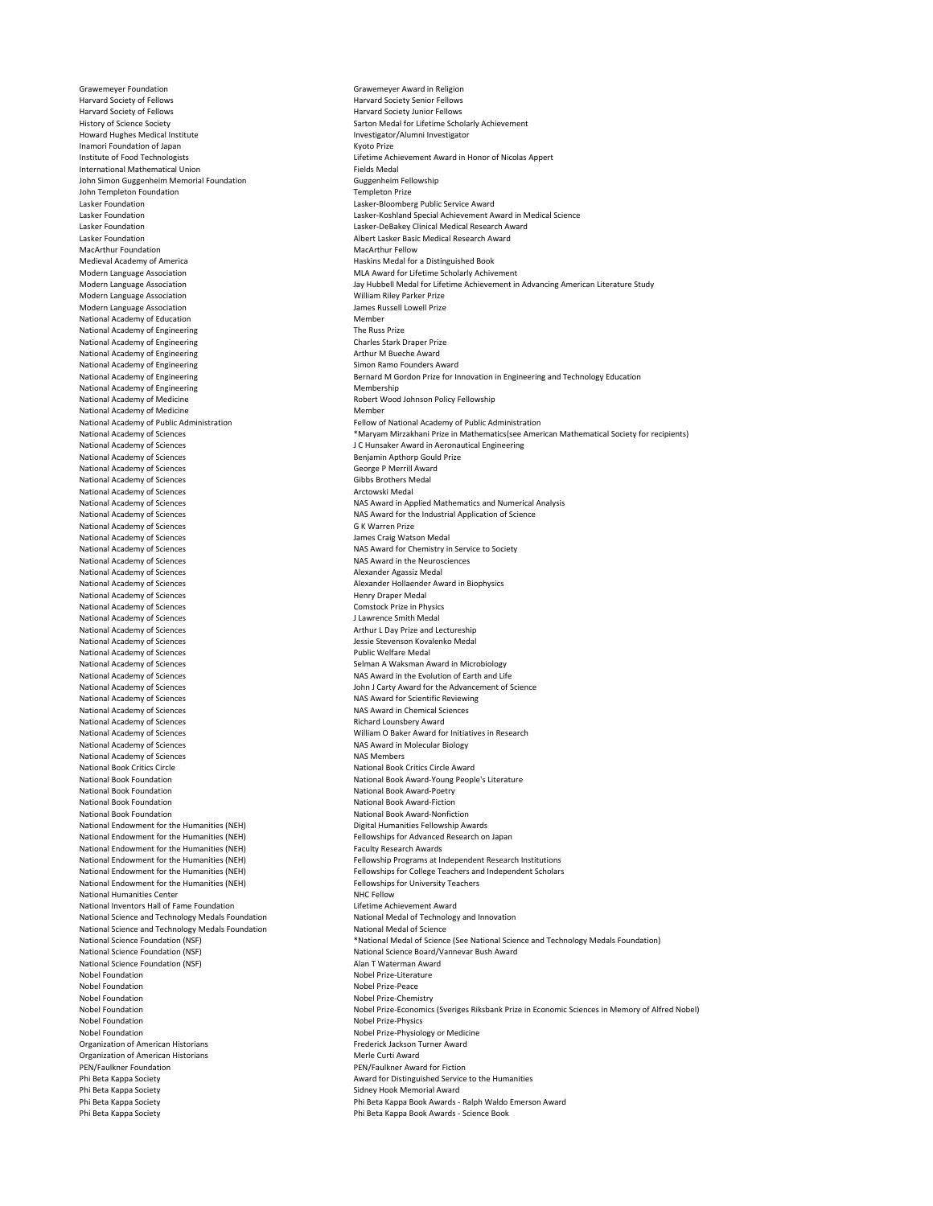| | |
|---|---|
| Grawemeyer Foundation | Grawemeyer Award in Religion |
| Harvard Society of Fellows | Harvard Society Senior Fellows |
| Harvard Society of Fellows | Harvard Society Junior Fellows |
| History of Science Society | Sarton Medal for Lifetime Scholarly Achievement |
| Howard Hughes Medical Institute | Investigator/Alumni Investigator |
| Inamori Foundation of Japan | Kyoto Prize |
| Institute of Food Technologists | Lifetime Achievement Award in Honor of Nicolas Appert |
| International Mathematical Union | Fields Medal |
| John Simon Guggenheim Memorial Foundation | Guggenheim Fellowship |
| John Templeton Foundation | Templeton Prize |
| Lasker Foundation | Lasker-Bloomberg Public Service Award |
| Lasker Foundation | Lasker-Koshland Special Achievement Award in Medical Science |
| Lasker Foundation | Lasker-DeBakey Clinical Medical Research Award |
| Lasker Foundation | Albert Lasker Basic Medical Research Award |
| MacArthur Foundation | MacArthur Fellow |
| Medieval Academy of America | Haskins Medal for a Distinguished Book |
| Modern Language Association | MLA Award for Lifetime Scholarly Achivement |
| Modern Language Association | Jay Hubbell Medal for Lifetime Achievement in Advancing American Literature Study |
| Modern Language Association | William Riley Parker Prize |
| Modern Language Association | James Russell Lowell Prize |
| National Academy of Education | Member |
| National Academy of Engineering | The Russ Prize |
| National Academy of Engineering | Charles Stark Draper Prize |
| National Academy of Engineering | Arthur M Bueche Award |
| National Academy of Engineering | Simon Ramo Founders Award |
| National Academy of Engineering | Bernard M Gordon Prize for Innovation in Engineering and Technology Education |
| National Academy of Engineering | Membership |
| National Academy of Medicine | Robert Wood Johnson Policy Fellowship |
| National Academy of Medicine | Member |
| National Academy of Public Administration | Fellow of National Academy of Public Administration |
| National Academy of Sciences | *Maryam Mirzakhani Prize in Mathematics(see American Mathematical Society for recipients) |
| National Academy of Sciences | J C Hunsaker Award in Aeronautical Engineering |
| National Academy of Sciences | Benjamin Apthorp Gould Prize |
| National Academy of Sciences | George P Merrill Award |
| National Academy of Sciences | Gibbs Brothers Medal |
| National Academy of Sciences | Arctowski Medal |
| National Academy of Sciences | NAS Award in Applied Mathematics and Numerical Analysis |
| National Academy of Sciences | NAS Award for the Industrial Application of Science |
| National Academy of Sciences | G K Warren Prize |
| National Academy of Sciences | James Craig Watson Medal |
| National Academy of Sciences | NAS Award for Chemistry in Service to Society |
| National Academy of Sciences | NAS Award in the Neurosciences |
| National Academy of Sciences | Alexander Agassiz Medal |
| National Academy of Sciences | Alexander Hollaender Award in Biophysics |
| National Academy of Sciences | Henry Draper Medal |
| National Academy of Sciences | Comstock Prize in Physics |
| National Academy of Sciences | J Lawrence Smith Medal |
| National Academy of Sciences | Arthur L Day Prize and Lectureship |
| National Academy of Sciences | Jessie Stevenson Kovalenko Medal |
| National Academy of Sciences | Public Welfare Medal |
| National Academy of Sciences | Selman A Waksman Award in Microbiology |
| National Academy of Sciences | NAS Award in the Evolution of Earth and Life |
| National Academy of Sciences | John J Carty Award for the Advancement of Science |
| National Academy of Sciences | NAS Award for Scientific Reviewing |
| National Academy of Sciences | NAS Award in Chemical Sciences |
| National Academy of Sciences | Richard Lounsbery Award |
| National Academy of Sciences | William O Baker Award for Initiatives in Research |
| National Academy of Sciences | NAS Award in Molecular Biology |
| National Academy of Sciences | NAS Members |
| National Book Critics Circle | National Book Critics Circle Award |
| National Book Foundation | National Book Award-Young People's Literature |
| National Book Foundation | National Book Award-Poetry |
| National Book Foundation | National Book Award-Fiction |
| National Book Foundation | National Book Award-Nonfiction |
| National Endowment for the Humanities (NEH) | Digital Humanities Fellowship Awards |
| National Endowment for the Humanities (NEH) | Fellowships for Advanced Research on Japan |
| National Endowment for the Humanities (NEH) | Faculty Research Awards |
| National Endowment for the Humanities (NEH) | Fellowship Programs at Independent Research Institutions |
| National Endowment for the Humanities (NEH) | Fellowships for College Teachers and Independent Scholars |
| National Endowment for the Humanities (NEH) | Fellowships for University Teachers |
| National Humanities Center | NHC Fellow |
| National Inventors Hall of Fame Foundation | Lifetime Achievement Award |
| National Science and Technology Medals Foundation | National Medal of Technology and Innovation |
| National Science and Technology Medals Foundation | National Medal of Science |
| National Science Foundation (NSF) | *National Medal of Science (See National Science and Technology Medals Foundation) |
| National Science Foundation (NSF) | National Science Board/Vannevar Bush Award |
| National Science Foundation (NSF) | Alan T Waterman Award |
| Nobel Foundation | Nobel Prize-Literature |
| Nobel Foundation | Nobel Prize-Peace |
| Nobel Foundation | Nobel Prize-Chemistry |
| Nobel Foundation | Nobel Prize-Economics (Sveriges Riksbank Prize in Economic Sciences in Memory of Alfred Nobel) |
| Nobel Foundation | Nobel Prize-Physics |
| Nobel Foundation | Nobel Prize-Physiology or Medicine |
| Organization of American Historians | Frederick Jackson Turner Award |
| Organization of American Historians | Merle Curti Award |
| PEN/Faulkner Foundation | PEN/Faulkner Award for Fiction |
| Phi Beta Kappa Society | Award for Distinguished Service to the Humanities |
| Phi Beta Kappa Society | Sidney Hook Memorial Award |
| Phi Beta Kappa Society | Phi Beta Kappa Book Awards - Ralph Waldo Emerson Award |
| Phi Beta Kappa Society | Phi Beta Kappa Book Awards - Science Book |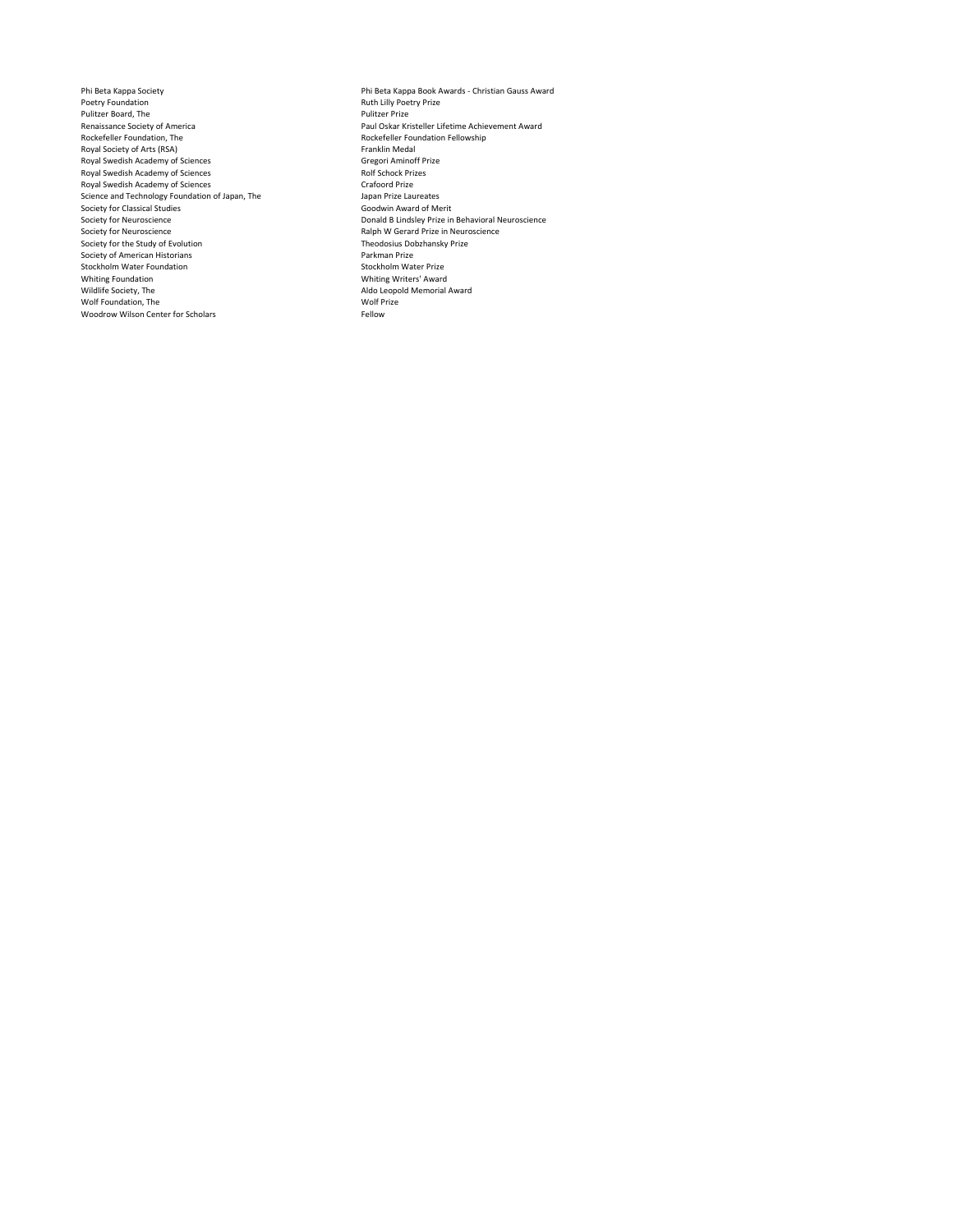| | |
|---|---|
| Phi Beta Kappa Society | Phi Beta Kappa Book Awards - Christian Gauss Award |
| Poetry Foundation | Ruth Lilly Poetry Prize |
| Pulitzer Board, The | Pulitzer Prize |
| Renaissance Society of America | Paul Oskar Kristeller Lifetime Achievement Award |
| Rockefeller Foundation, The | Rockefeller Foundation Fellowship |
| Royal Society of Arts (RSA) | Franklin Medal |
| Royal Swedish Academy of Sciences | Gregori Aminoff Prize |
| Royal Swedish Academy of Sciences | Rolf Schock Prizes |
| Royal Swedish Academy of Sciences | Crafoord Prize |
| Science and Technology Foundation of Japan, The | Japan Prize Laureates |
| Society for Classical Studies | Goodwin Award of Merit |
| Society for Neuroscience | Donald B Lindsley Prize in Behavioral Neuroscience |
| Society for Neuroscience | Ralph W Gerard Prize in Neuroscience |
| Society for the Study of Evolution | Theodosius Dobzhansky Prize |
| Society of American Historians | Parkman Prize |
| Stockholm Water Foundation | Stockholm Water Prize |
| Whiting Foundation | Whiting Writers' Award |
| Wildlife Society, The | Aldo Leopold Memorial Award |
| Wolf Foundation, The | Wolf Prize |
| Woodrow Wilson Center for Scholars | Fellow |